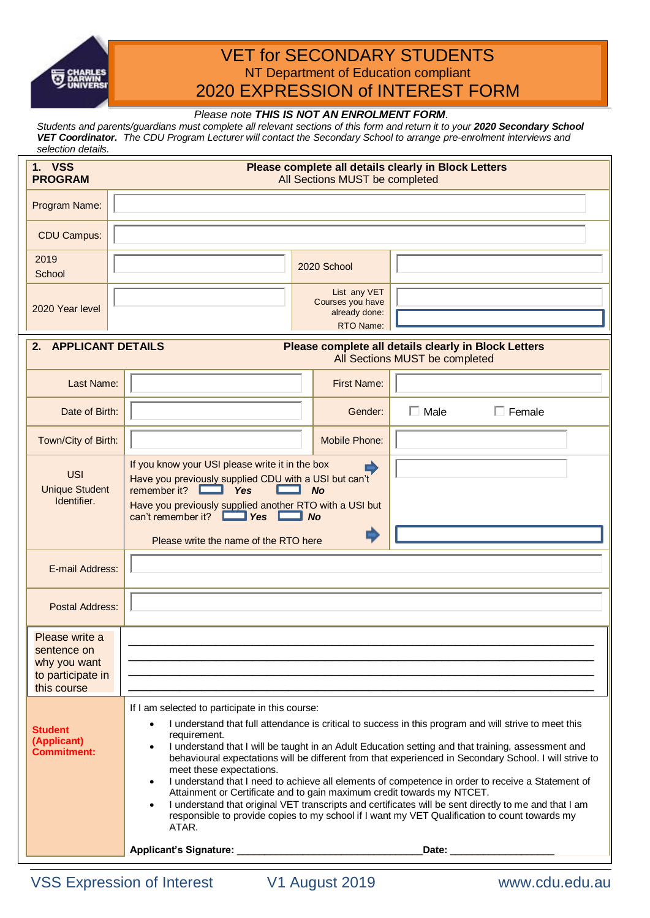# VET for SECONDARY STUDENTS

## NT Department of Education compliant

# 2020 EXPRESSION of INTEREST FORM

*Please note **THIS IS NOT AN ENROLMENT FORM**.*

*Students and parents/guardians must complete all relevant sections of this form and return it to your **2020 Secondary School VET Coordinator.** The CDU Program Lecturer will contact the Secondary School to arrange pre-enrolment interviews and selection details.*

| **1. VSS PROGRAM** | **Please complete all details clearly in Block Letters** All Sections MUST be completed | | |
|---|---|---|---|
| Program Name: | | | |
| CDU Campus: | | | |
| 2019 School | | 2020 School | |
| 2020 Year level | | List any VET Courses you have already done: RTO Name: | |

| **2. APPLICANT DETAILS** | **Please complete all details clearly in Block Letters** All Sections MUST be completed | | |
|---|---|---|---|
| Last Name: | | First Name: | |
| Date of Birth: | | Gender: | ☐ Male ☐ Female |
| Town/City of Birth: | | Mobile Phone: | |
| USI Unique Student Identifier. | If you know your USI please write it in the box<br>Have you previously supplied CDU with a USI but can't remember it? ☐ ***Yes*** ☐ ***No***<br>Have you previously supplied another RTO with a USI but can't remember it? ☐ ***Yes*** ☐ ***No***<br>Please write the name of the RTO here | | |
| E-mail Address: | | | |
| Postal Address: | | | |
| Please write a sentence on why you want to participate in this course | ______________________________<br>______________________________<br>______________________________<br>______________________________ | | |

**Student (Applicant) Commitment:**

If I am selected to participate in this course:

- I understand that full attendance is critical to success in this program and will strive to meet this requirement.
- I understand that I will be taught in an Adult Education setting and that training, assessment and behavioural expectations will be different from that experienced in Secondary School. I will strive to meet these expectations.
- I understand that I need to achieve all elements of competence in order to receive a Statement of Attainment or Certificate and to gain maximum credit towards my NTCET.
- I understand that original VET transcripts and certificates will be sent directly to me and that I am responsible to provide copies to my school if I want my VET Qualification to count towards my ATAR.

**Applicant's Signature:** ______________________________**Date:** ____________________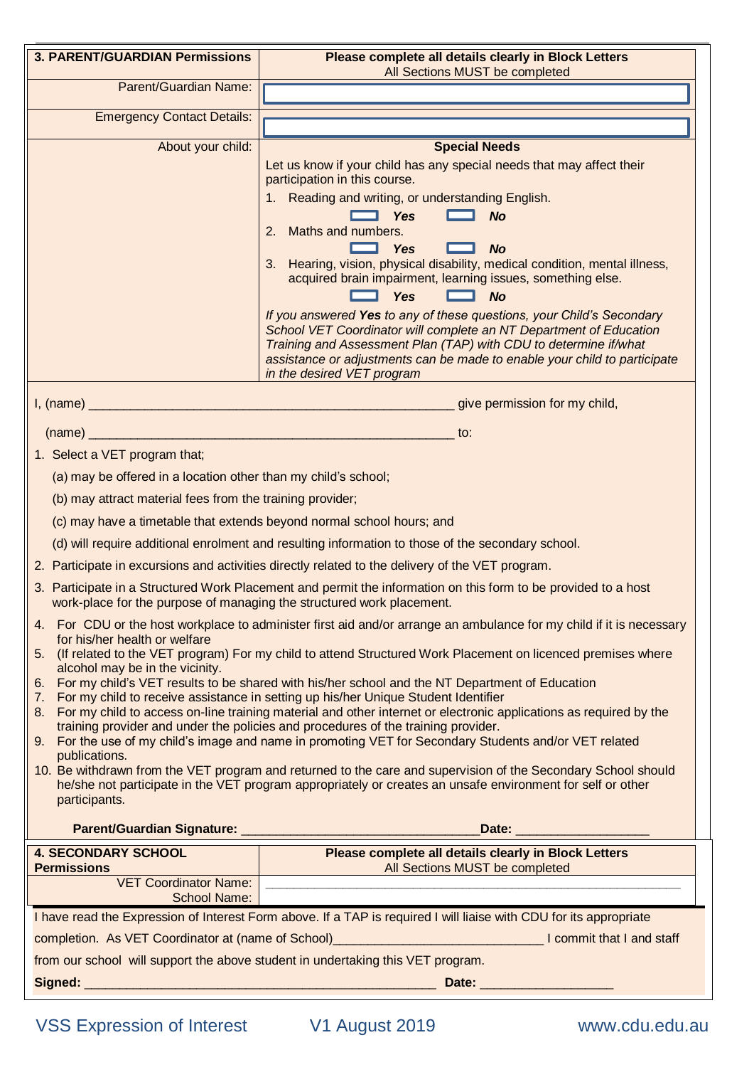| 3. PARENT/GUARDIAN Permissions | Please complete all details clearly in Block Letters<br>All Sections MUST be completed |
|---|---|
| Parent/Guardian Name: | |
| Emergency Contact Details: | |
| About your child: | **Special Needs**<br>Let us know if your child has any special needs that may affect their participation in this course.<br>1. Reading and writing, or understanding English.<br>☐ ***Yes*** ☐ ***No***<br>2. Maths and numbers.<br>☐ ***Yes*** ☐ ***No***<br>3. Hearing, vision, physical disability, medical condition, mental illness, acquired brain impairment, learning issues, something else.<br>☐ ***Yes*** ☐ ***No***<br>*If you answered **Yes** to any of these questions, your Child's Secondary School VET Coordinator will complete an NT Department of Education Training and Assessment Plan (TAP) with CDU to determine if/what assistance or adjustments can be made to enable your child to participate in the desired VET program* |

I, (name) ______________________________________________________ give permission for my child,

(name) ______________________________________________________ to:

1. Select a VET program that;
   (a) may be offered in a location other than my child's school;
   (b) may attract material fees from the training provider;
   (c) may have a timetable that extends beyond normal school hours; and
   (d) will require additional enrolment and resulting information to those of the secondary school.
2. Participate in excursions and activities directly related to the delivery of the VET program.
3. Participate in a Structured Work Placement and permit the information on this form to be provided to a host work-place for the purpose of managing the structured work placement.
4. For CDU or the host workplace to administer first aid and/or arrange an ambulance for my child if it is necessary for his/her health or welfare
5. (If related to the VET program) For my child to attend Structured Work Placement on licenced premises where alcohol may be in the vicinity.
6. For my child's VET results to be shared with his/her school and the NT Department of Education
7. For my child to receive assistance in setting up his/her Unique Student Identifier
8. For my child to access on-line training material and other internet or electronic applications as required by the training provider and under the policies and procedures of the training provider.
9. For the use of my child's image and name in promoting VET for Secondary Students and/or VET related publications.
10. Be withdrawn from the VET program and returned to the care and supervision of the Secondary School should he/she not participate in the VET program appropriately or creates an unsafe environment for self or other participants.

**Parent/Guardian Signature:** ________________________________**Date:** __________________

| 4. SECONDARY SCHOOL Permissions | Please complete all details clearly in Block Letters<br>All Sections MUST be completed |
|---|---|
| VET Coordinator Name:<br>School Name: | ____________________________________________________________ |

I have read the Expression of Interest Form above. If a TAP is required I will liaise with CDU for its appropriate completion. As VET Coordinator at (name of School)_____________________________ I commit that I and staff from our school will support the above student in undertaking this VET program.

**Signed:** ___________________________________________________ **Date:** __________________

VSS Expression of Interest V1 August 2019 www.cdu.edu.au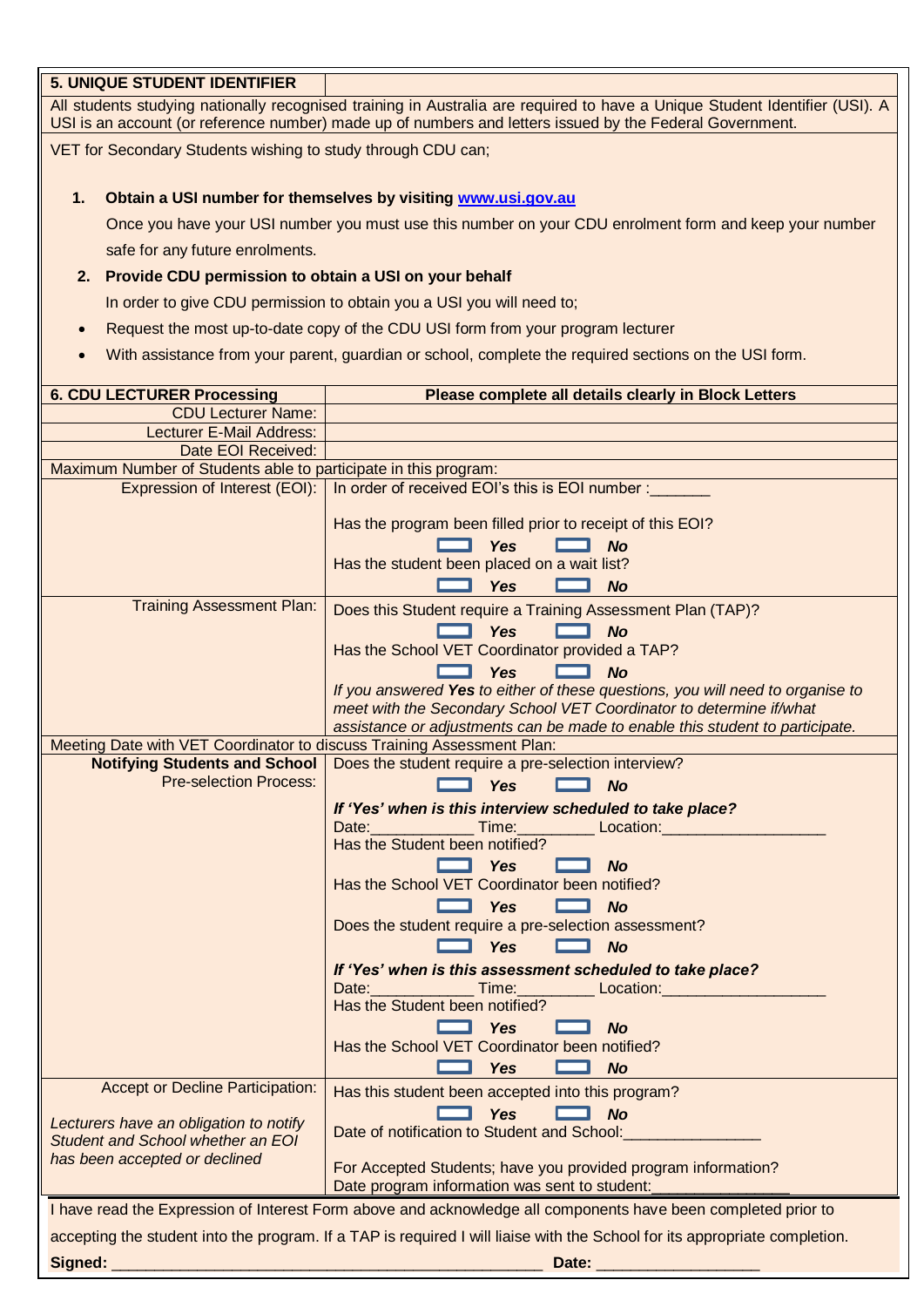| 5. UNIQUE STUDENT IDENTIFIER | |
|---|---|

All students studying nationally recognised training in Australia are required to have a Unique Student Identifier (USI). A USI is an account (or reference number) made up of numbers and letters issued by the Federal Government.

VET for Secondary Students wishing to study through CDU can;

1. **Obtain a USI number for themselves by visiting [www.usi.gov.au](http://www.usi.gov.au)**

   Once you have your USI number you must use this number on your CDU enrolment form and keep your number safe for any future enrolments.

2. **Provide CDU permission to obtain a USI on your behalf**

   In order to give CDU permission to obtain you a USI you will need to;

- Request the most up-to-date copy of the CDU USI form from your program lecturer
- With assistance from your parent, guardian or school, complete the required sections on the USI form.

| 6. CDU LECTURER Processing | Please complete all details clearly in Block Letters |
|---|---|
| CDU Lecturer Name: | |
| Lecturer E-Mail Address: | |
| Date EOI Received: | |
| Maximum Number of Students able to participate in this program: | |
| Expression of Interest (EOI): | In order of received EOI's this is EOI number :_______<br><br>Has the program been filled prior to receipt of this EOI?<br>☐ ***Yes*** ☐ ***No***<br>Has the student been placed on a wait list?<br>☐ ***Yes*** ☐ ***No*** |
| Training Assessment Plan: | Does this Student require a Training Assessment Plan (TAP)?<br>☐ ***Yes*** ☐ ***No***<br>Has the School VET Coordinator provided a TAP?<br>☐ ***Yes*** ☐ ***No***<br>*If you answered **Yes** to either of these questions, you will need to organise to meet with the Secondary School VET Coordinator to determine if/what assistance or adjustments can be made to enable this student to participate.* |
| Meeting Date with VET Coordinator to discuss Training Assessment Plan: | |
| **Notifying Students and School** Pre-selection Process: | Does the student require a pre-selection interview?<br>☐ ***Yes*** ☐ ***No***<br>***If 'Yes' when is this interview scheduled to take place?***<br>Date:____________ Time:_________ Location:___________________<br>Has the Student been notified?<br>☐ ***Yes*** ☐ ***No***<br>Has the School VET Coordinator been notified?<br>☐ ***Yes*** ☐ ***No***<br>Does the student require a pre-selection assessment?<br>☐ ***Yes*** ☐ ***No***<br>***If 'Yes' when is this assessment scheduled to take place?***<br>Date:____________ Time:_________ Location:___________________<br>Has the Student been notified?<br>☐ ***Yes*** ☐ ***No***<br>Has the School VET Coordinator been notified?<br>☐ ***Yes*** ☐ ***No*** |
| Accept or Decline Participation:<br><br>*Lecturers have an obligation to notify Student and School whether an EOI has been accepted or declined* | Has this student been accepted into this program?<br>☐ ***Yes*** ☐ ***No***<br>Date of notification to Student and School:________________<br><br>For Accepted Students; have you provided program information?<br>Date program information was sent to student:________________ |

I have read the Expression of Interest Form above and acknowledge all components have been completed prior to accepting the student into the program. If a TAP is required I will liaise with the School for its appropriate completion.

**Signed:** _________________________________________________ **Date:** ___________________